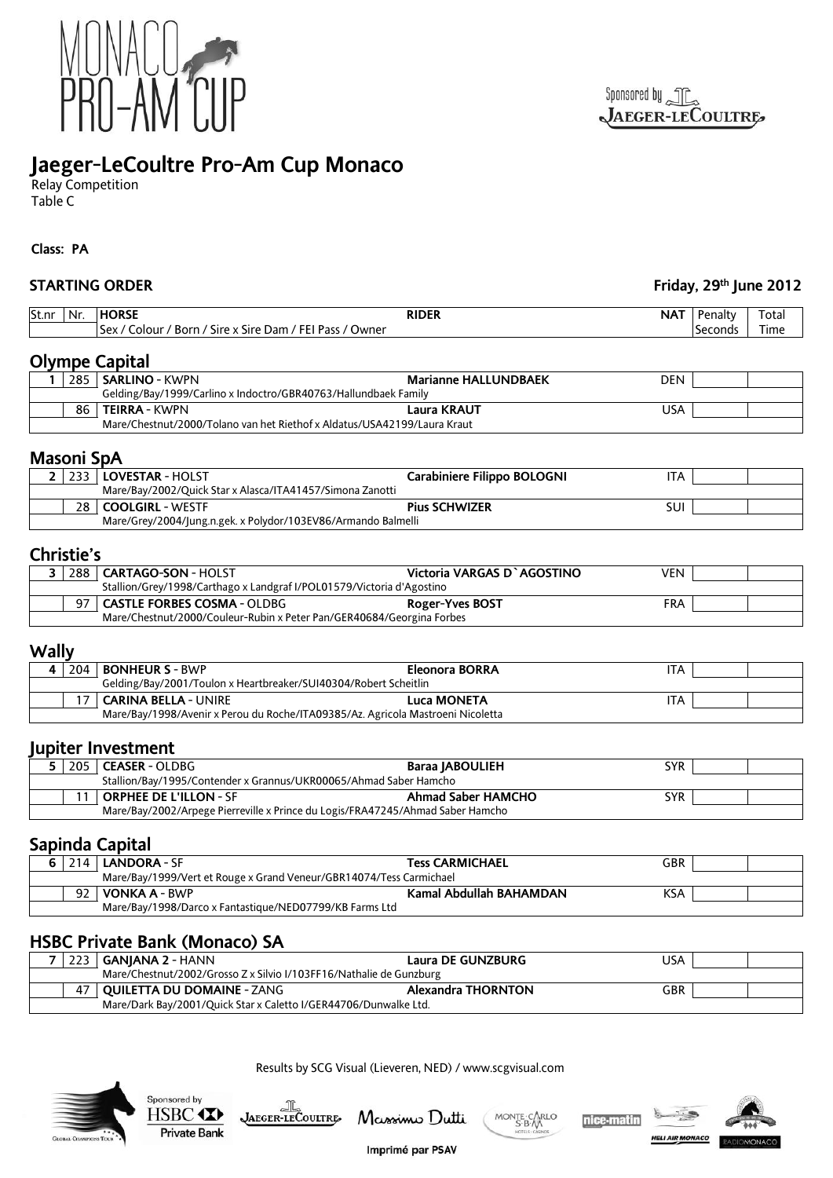# Jaeger-LeCoultre Pro-Am Cup Monaco

Relay Competition
Table C

**Class: PA**

**STARTING ORDER** — **Friday, 29th June 2012**

| St.nr | Nr. | HORSE<br>Sex / Colour / Born / Sire x Sire Dam / FEI Pass / Owner | RIDER | NAT | Penalty Seconds | Total Time |
|---|---|---|---|---|---|---|

## Olympe Capital

| St.nr | Nr. | HORSE | RIDER | NAT | Penalty Seconds | Total Time |
|---|---|---|---|---|---|---|
| 1 | 285 | **SARLINO** - KWPN<br>Gelding/Bay/1999/Carlino x Indoctro/GBR40763/Hallundbaek Family | **Marianne HALLUNDBAEK** | DEN | | |
| | 86 | **TEIRRA** - KWPN<br>Mare/Chestnut/2000/Tolano van het Riethof x Aldatus/USA42199/Laura Kraut | **Laura KRAUT** | USA | | |

## Masoni SpA

| St.nr | Nr. | HORSE | RIDER | NAT | Penalty Seconds | Total Time |
|---|---|---|---|---|---|---|
| 2 | 233 | **LOVESTAR** - HOLST<br>Mare/Bay/2002/Quick Star x Alasca/ITA41457/Simona Zanotti | **Carabiniere Filippo BOLOGNI** | ITA | | |
| | 28 | **COOLGIRL** - WESTF<br>Mare/Grey/2004/Jung.n.gek. x Polydor/103EV86/Armando Balmelli | **Pius SCHWIZER** | SUI | | |

## Christie's

| St.nr | Nr. | HORSE | RIDER | NAT | Penalty Seconds | Total Time |
|---|---|---|---|---|---|---|
| 3 | 288 | **CARTAGO-SON** - HOLST<br>Stallion/Grey/1998/Carthago x Landgraf I/POL01579/Victoria d'Agostino | **Victoria VARGAS D`AGOSTINO** | VEN | | |
| | 97 | **CASTLE FORBES COSMA** - OLDBG<br>Mare/Chestnut/2000/Couleur-Rubin x Peter Pan/GER40684/Georgina Forbes | **Roger-Yves BOST** | FRA | | |

## Wally

| St.nr | Nr. | HORSE | RIDER | NAT | Penalty Seconds | Total Time |
|---|---|---|---|---|---|---|
| 4 | 204 | **BONHEUR S** - BWP<br>Gelding/Bay/2001/Toulon x Heartbreaker/SUI40304/Robert Scheitlin | **Eleonora BORRA** | ITA | | |
| | 17 | **CARINA BELLA** - UNIRE<br>Mare/Bay/1998/Avenir x Perou du Roche/ITA09385/Az. Agricola Mastroeni Nicoletta | **Luca MONETA** | ITA | | |

## Jupiter Investment

| St.nr | Nr. | HORSE | RIDER | NAT | Penalty Seconds | Total Time |
|---|---|---|---|---|---|---|
| 5 | 205 | **CEASER** - OLDBG<br>Stallion/Bay/1995/Contender x Grannus/UKR00065/Ahmad Saber Hamcho | **Baraa JABOULIEH** | SYR | | |
| | 11 | **ORPHEE DE L'ILLON** - SF<br>Mare/Bay/2002/Arpege Pierreville x Prince du Logis/FRA47245/Ahmad Saber Hamcho | **Ahmad Saber HAMCHO** | SYR | | |

## Sapinda Capital

| St.nr | Nr. | HORSE | RIDER | NAT | Penalty Seconds | Total Time |
|---|---|---|---|---|---|---|
| 6 | 214 | **LANDORA** - SF<br>Mare/Bay/1999/Vert et Rouge x Grand Veneur/GBR14074/Tess Carmichael | **Tess CARMICHAEL** | GBR | | |
| | 92 | **VONKA A** - BWP<br>Mare/Bay/1998/Darco x Fantastique/NED07799/KB Farms Ltd | **Kamal Abdullah BAHAMDAN** | KSA | | |

## HSBC Private Bank (Monaco) SA

| St.nr | Nr. | HORSE | RIDER | NAT | Penalty Seconds | Total Time |
|---|---|---|---|---|---|---|
| 7 | 223 | **GANJANA 2** - HANN<br>Mare/Chestnut/2002/Grosso Z x Silvio I/103FF16/Nathalie de Gunzburg | **Laura DE GUNZBURG** | USA | | |
| | 47 | **QUILETTA DU DOMAINE** - ZANG<br>Mare/Dark Bay/2001/Quick Star x Caletto I/GER44706/Dunwalke Ltd. | **Alexandra THORNTON** | GBR | | |

Results by SCG Visual (Lieveren, NED) / www.scgvisual.com

Imprimé par PSAV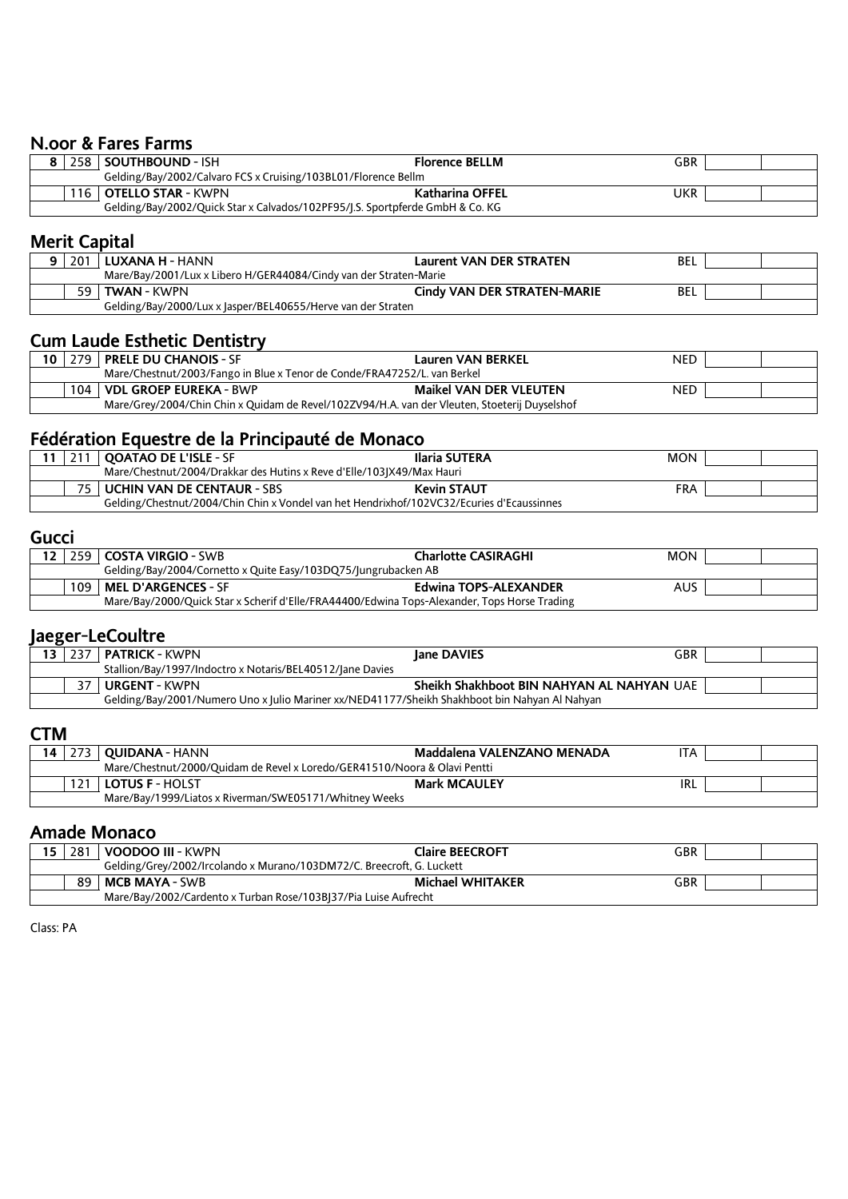## N.oor & Fares Farms

| | | | | | | |
|---|---|---|---|---|---|---|
| **8** | 258 | **SOUTHBOUND** - ISH | **Florence BELLM** | GBR | | |
| | | Gelding/Bay/2002/Calvaro FCS x Cruising/103BL01/Florence Bellm | | | | |
| | 116 | **OTELLO STAR** - KWPN | **Katharina OFFEL** | UKR | | |
| | | Gelding/Bay/2002/Quick Star x Calvados/102PF95/J.S. Sportpferde GmbH & Co. KG | | | | |

## Merit Capital

| | | | | | | |
|---|---|---|---|---|---|---|
| **9** | 201 | **LUXANA H** - HANN | **Laurent VAN DER STRATEN** | BEL | | |
| | | Mare/Bay/2001/Lux x Libero H/GER44084/Cindy van der Straten-Marie | | | | |
| | 59 | **TWAN** - KWPN | **Cindy VAN DER STRATEN-MARIE** | BEL | | |
| | | Gelding/Bay/2000/Lux x Jasper/BEL40655/Herve van der Straten | | | | |

## Cum Laude Esthetic Dentistry

| | | | | | | |
|---|---|---|---|---|---|---|
| **10** | 279 | **PRELE DU CHANOIS** - SF | **Lauren VAN BERKEL** | NED | | |
| | | Mare/Chestnut/2003/Fango in Blue x Tenor de Conde/FRA47252/L. van Berkel | | | | |
| | 104 | **VDL GROEP EUREKA** - BWP | **Maikel VAN DER VLEUTEN** | NED | | |
| | | Mare/Grey/2004/Chin Chin x Quidam de Revel/102ZV94/H.A. van der Vleuten, Stoeterij Duyselshof | | | | |

## Fédération Equestre de la Principauté de Monaco

| | | | | | | |
|---|---|---|---|---|---|---|
| **11** | 211 | **QOATAO DE L'ISLE** - SF | **Ilaria SUTERA** | MON | | |
| | | Mare/Chestnut/2004/Drakkar des Hutins x Reve d'Elle/103JX49/Max Hauri | | | | |
| | 75 | **UCHIN VAN DE CENTAUR** - SBS | **Kevin STAUT** | FRA | | |
| | | Gelding/Chestnut/2004/Chin Chin x Vondel van het Hendrixhof/102VC32/Ecuries d'Ecaussinnes | | | | |

## Gucci

| | | | | | | |
|---|---|---|---|---|---|---|
| **12** | 259 | **COSTA VIRGIO** - SWB | **Charlotte CASIRAGHI** | MON | | |
| | | Gelding/Bay/2004/Cornetto x Quite Easy/103DQ75/Jungrubacken AB | | | | |
| | 109 | **MEL D'ARGENCES** - SF | **Edwina TOPS-ALEXANDER** | AUS | | |
| | | Mare/Bay/2000/Quick Star x Scherif d'Elle/FRA44400/Edwina Tops-Alexander, Tops Horse Trading | | | | |

## Jaeger-LeCoultre

| | | | | | | |
|---|---|---|---|---|---|---|
| **13** | 237 | **PATRICK** - KWPN | **Jane DAVIES** | GBR | | |
| | | Stallion/Bay/1997/Indoctro x Notaris/BEL40512/Jane Davies | | | | |
| | 37 | **URGENT** - KWPN | **Sheikh Shakhboot BIN NAHYAN AL NAHYAN** | UAE | | |
| | | Gelding/Bay/2001/Numero Uno x Julio Mariner xx/NED41177/Sheikh Shakhboot bin Nahyan Al Nahyan | | | | |

## CTM

| | | | | | | |
|---|---|---|---|---|---|---|
| **14** | 273 | **QUIDANA** - HANN | **Maddalena VALENZANO MENADA** | ITA | | |
| | | Mare/Chestnut/2000/Quidam de Revel x Loredo/GER41510/Noora & Olavi Pentti | | | | |
| | 121 | **LOTUS F** - HOLST | **Mark MCAULEY** | IRL | | |
| | | Mare/Bay/1999/Liatos x Riverman/SWE05171/Whitney Weeks | | | | |

## Amade Monaco

| | | | | | | |
|---|---|---|---|---|---|---|
| **15** | 281 | **VOODOO III** - KWPN | **Claire BEECROFT** | GBR | | |
| | | Gelding/Grey/2002/Ircolando x Murano/103DM72/C. Breecroft, G. Luckett | | | | |
| | 89 | **MCB MAYA** - SWB | **Michael WHITAKER** | GBR | | |
| | | Mare/Bay/2002/Cardento x Turban Rose/103BJ37/Pia Luise Aufrecht | | | | |

Class: PA